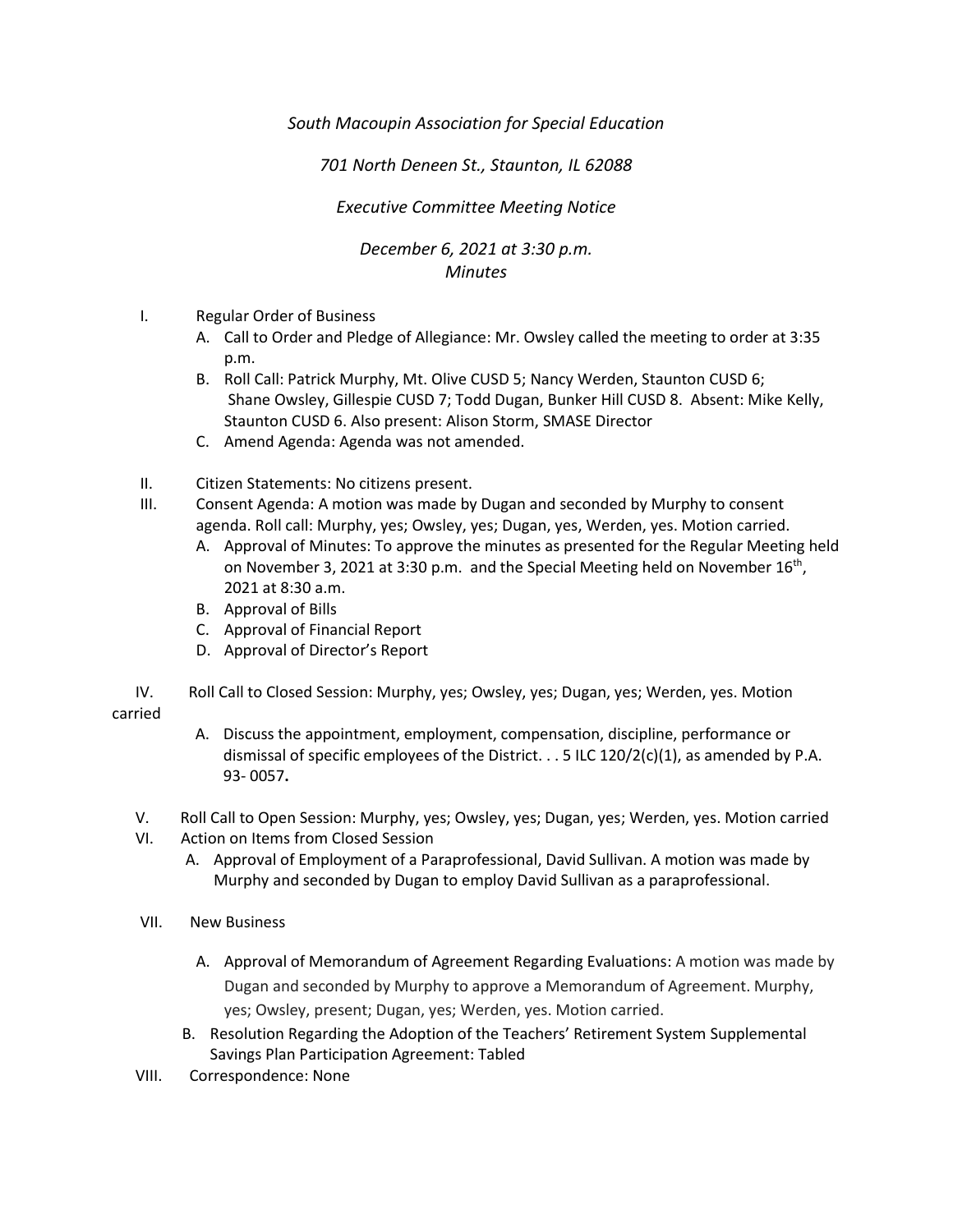*South Macoupin Association for Special Education*

*701 North Deneen St., Staunton, IL 62088*

*Executive Committee Meeting Notice*

*December 6, 2021 at 3:30 p.m.*
*Minutes*

I. Regular Order of Business
   A. Call to Order and Pledge of Allegiance: Mr. Owsley called the meeting to order at 3:35 p.m.
   B. Roll Call: Patrick Murphy, Mt. Olive CUSD 5; Nancy Werden, Staunton CUSD 6; Shane Owsley, Gillespie CUSD 7; Todd Dugan, Bunker Hill CUSD 8. Absent: Mike Kelly, Staunton CUSD 6. Also present: Alison Storm, SMASE Director
   C. Amend Agenda: Agenda was not amended.

II. Citizen Statements: No citizens present.

III. Consent Agenda: A motion was made by Dugan and seconded by Murphy to consent agenda. Roll call: Murphy, yes; Owsley, yes; Dugan, yes, Werden, yes. Motion carried.
   A. Approval of Minutes: To approve the minutes as presented for the Regular Meeting held on November 3, 2021 at 3:30 p.m. and the Special Meeting held on November 16th, 2021 at 8:30 a.m.
   B. Approval of Bills
   C. Approval of Financial Report
   D. Approval of Director's Report

IV. Roll Call to Closed Session: Murphy, yes; Owsley, yes; Dugan, yes; Werden, yes. Motion carried
   A. Discuss the appointment, employment, compensation, discipline, performance or dismissal of specific employees of the District. . . 5 ILC 120/2(c)(1), as amended by P.A. 93- 0057**.**

V. Roll Call to Open Session: Murphy, yes; Owsley, yes; Dugan, yes; Werden, yes. Motion carried

VI. Action on Items from Closed Session
   A. Approval of Employment of a Paraprofessional, David Sullivan. A motion was made by Murphy and seconded by Dugan to employ David Sullivan as a paraprofessional.

VII. New Business
   A. Approval of Memorandum of Agreement Regarding Evaluations: A motion was made by Dugan and seconded by Murphy to approve a Memorandum of Agreement. Murphy, yes; Owsley, present; Dugan, yes; Werden, yes. Motion carried.
   B. Resolution Regarding the Adoption of the Teachers' Retirement System Supplemental Savings Plan Participation Agreement: Tabled

VIII. Correspondence: None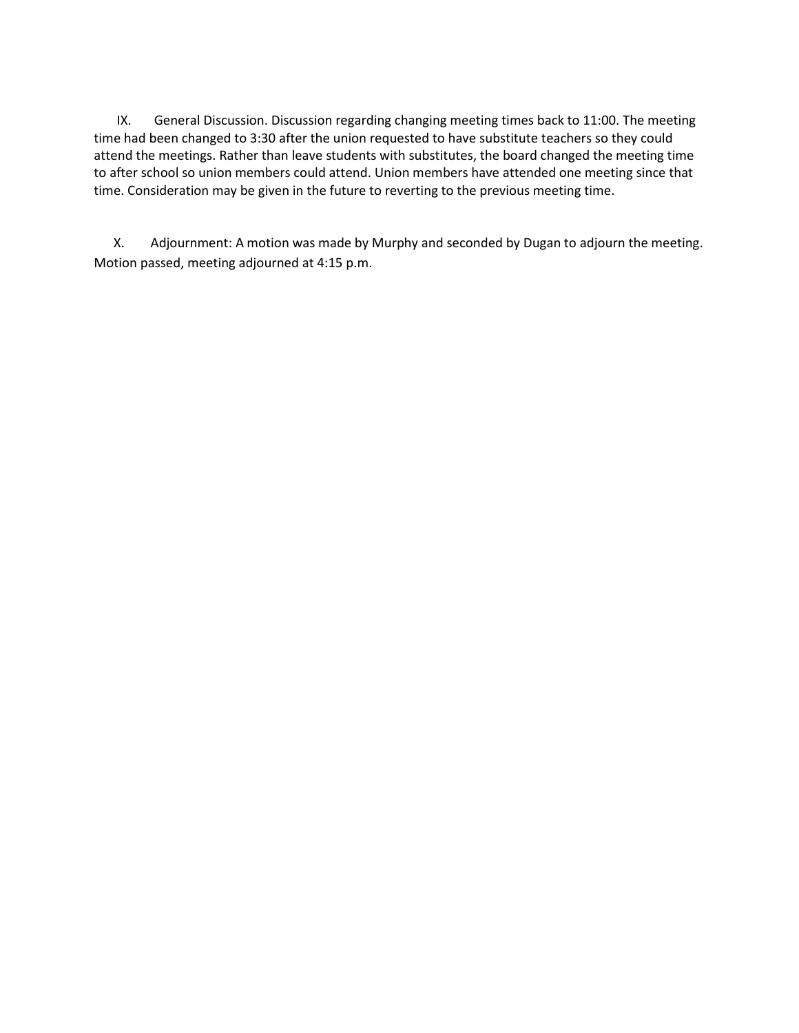IX. General Discussion. Discussion regarding changing meeting times back to 11:00. The meeting time had been changed to 3:30 after the union requested to have substitute teachers so they could attend the meetings. Rather than leave students with substitutes, the board changed the meeting time to after school so union members could attend. Union members have attended one meeting since that time. Consideration may be given in the future to reverting to the previous meeting time.

X. Adjournment: A motion was made by Murphy and seconded by Dugan to adjourn the meeting. Motion passed, meeting adjourned at 4:15 p.m.